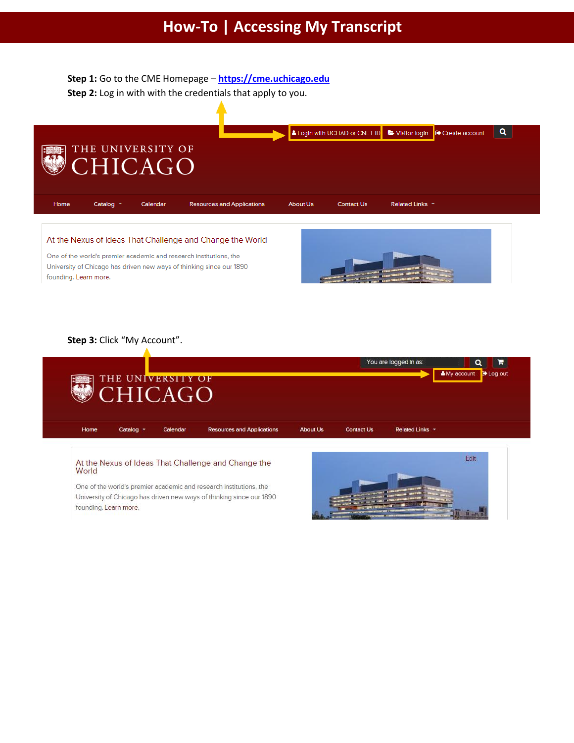# How-To | Accessing My Transcript

**Step 1:** Go to the CME Homepage – [https://cme.uchicago.edu](https://cme.uchicago.edu)

**Step 2:** Log in with with the credentials that apply to you.

**Step 3:** Click "My Account".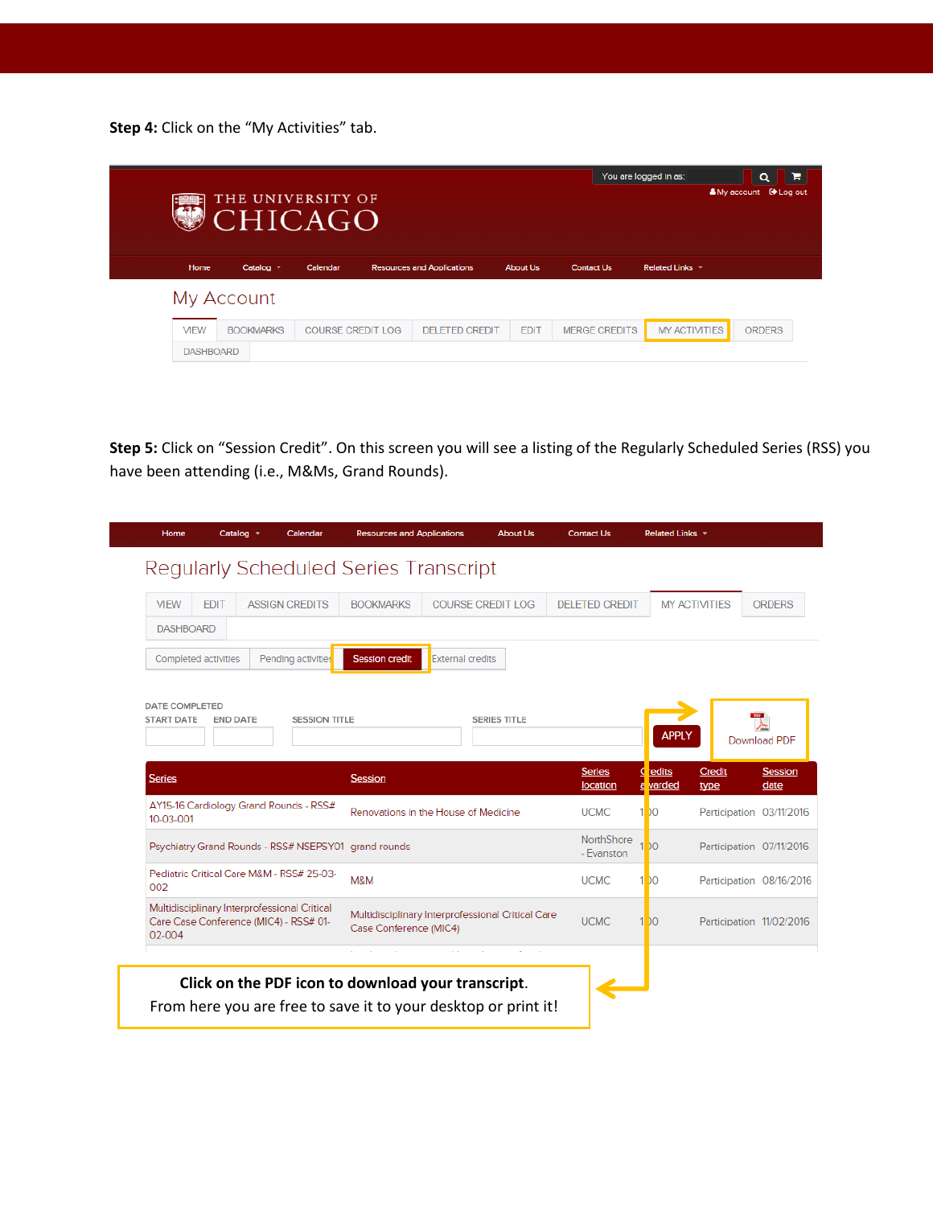**Step 4:** Click on the "My Activities" tab.

You are logged in as:

My account | Log out

THE UNIVERSITY OF CHICAGO

Home | Catalog | Calendar | Resources and Applications | About Us | Contact Us | Related Links

## My Account

VIEW | BOOKMARKS | COURSE CREDIT LOG | DELETED CREDIT | EDIT | MERGE CREDITS | MY ACTIVITIES | ORDERS | DASHBOARD

**Step 5:** Click on "Session Credit". On this screen you will see a listing of the Regularly Scheduled Series (RSS) you have been attending (i.e., M&Ms, Grand Rounds).

Home | Catalog | Calendar | Resources and Applications | About Us | Contact Us | Related Links

## Regularly Scheduled Series Transcript

VIEW | EDIT | ASSIGN CREDITS | BOOKMARKS | COURSE CREDIT LOG | DELETED CREDIT | MY ACTIVITIES | ORDERS | DASHBOARD

Completed activities | Pending activities | Session credit | External credits

DATE COMPLETED

START DATE | END DATE | SESSION TITLE | SERIES TITLE | APPLY | Download PDF

| Series | Session | Series location | Credits awarded | Credit type | Session date |
|---|---|---|---|---|---|
| AY15-16 Cardiology Grand Rounds - RSS# 10-03-001 | Renovations in the House of Medicine | UCMC | 1.00 | Participation | 03/11/2016 |
| Psychiatry Grand Rounds - RSS# NSEPSY01 | grand rounds | NorthShore - Evanston | 1.00 | Participation | 07/11/2016 |
| Pediatric Critical Care M&M - RSS# 25-03-002 | M&M | UCMC | 1.00 | Participation | 08/16/2016 |
| Multidisciplinary Interprofessional Critical Care Case Conference (MIC4) - RSS# 01-02-004 | Multidisciplinary Interprofessional Critical Care Case Conference (MIC4) | UCMC | 1.00 | Participation | 11/02/2016 |

**Click on the PDF icon to download your transcript.**
From here you are free to save it to your desktop or print it!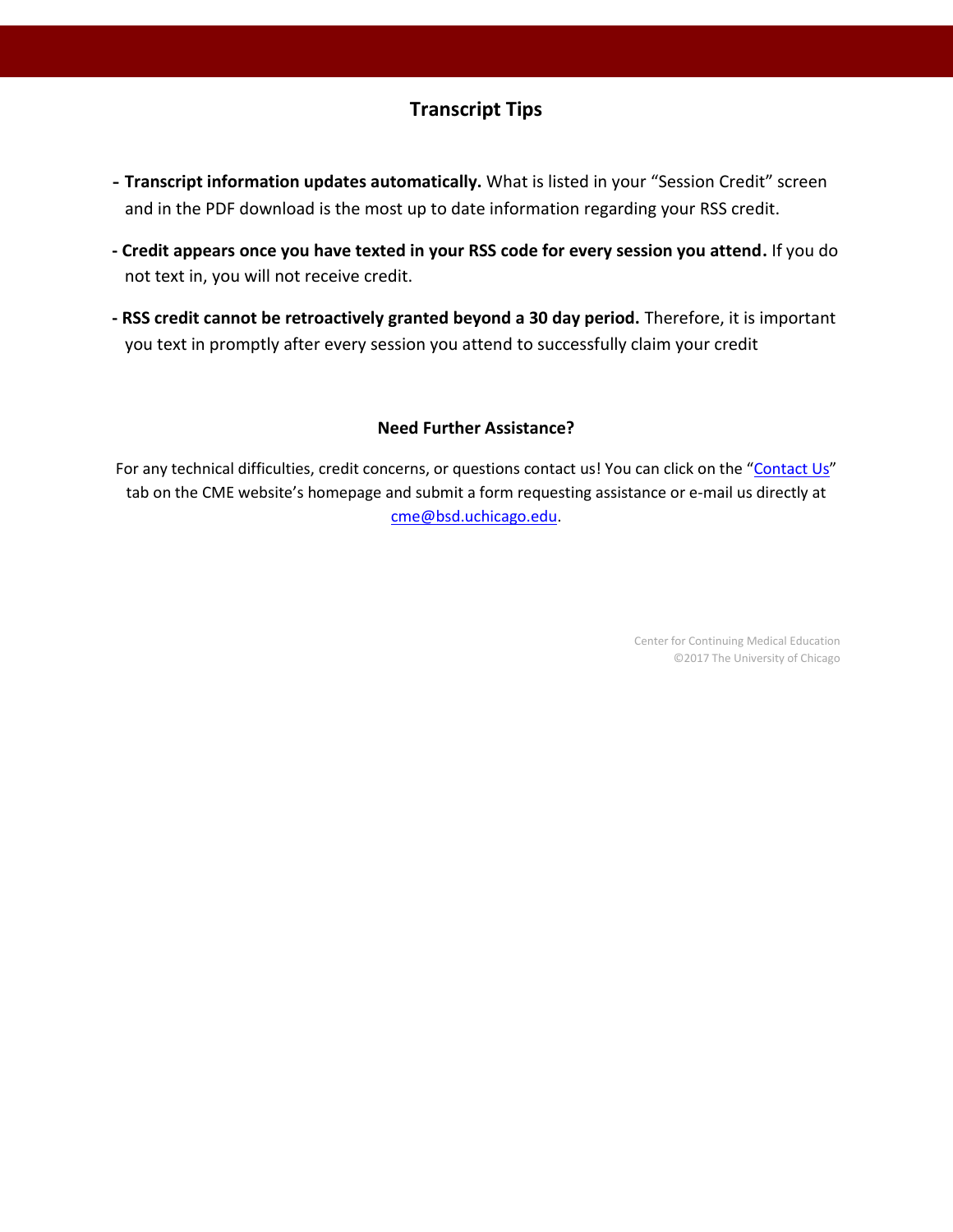## Transcript Tips

- **Transcript information updates automatically.** What is listed in your "Session Credit" screen and in the PDF download is the most up to date information regarding your RSS credit.
- **Credit appears once you have texted in your RSS code for every session you attend.** If you do not text in, you will not receive credit.
- **RSS credit cannot be retroactively granted beyond a 30 day period.** Therefore, it is important you text in promptly after every session you attend to successfully claim your credit

### Need Further Assistance?

For any technical difficulties, credit concerns, or questions contact us! You can click on the "Contact Us" tab on the CME website's homepage and submit a form requesting assistance or e-mail us directly at cme@bsd.uchicago.edu.

Center for Continuing Medical Education
©2017 The University of Chicago